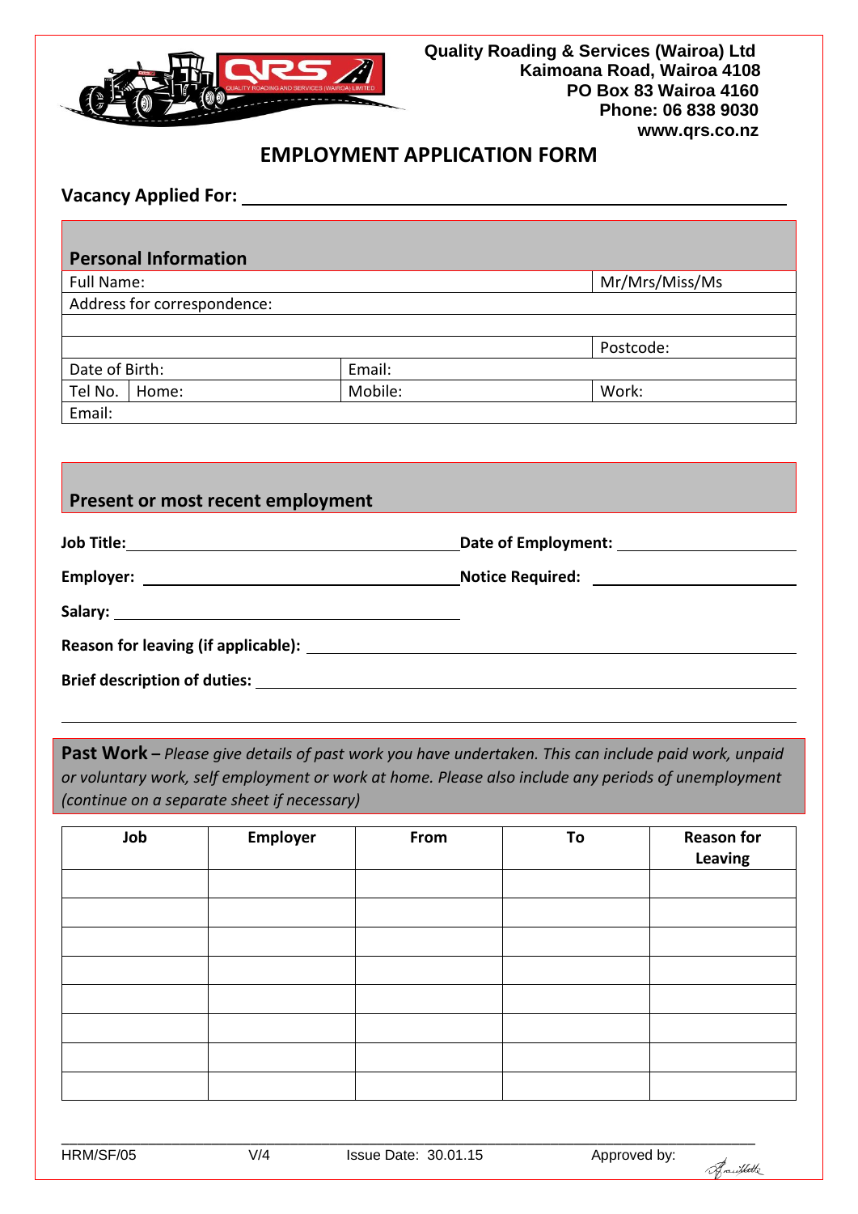Quality Roading & Services (Wairoa) Ltd
Kaimoana Road, Wairoa 4108
PO Box 83 Wairoa 4160
Phone: 06 838 9030
www.qrs.co.nz

# EMPLOYMENT APPLICATION FORM

**Vacancy Applied For:** ____________________________________________

## Personal Information

| Full Name: | | | Mr/Mrs/Miss/Ms |
|---|---|---|---|
| Address for correspondence: | | | |
| | | | |
| | | | Postcode: |
| Date of Birth: | | Email: | |
| Tel No. | Home: | Mobile: | Work: |
| Email: | | | |

## Present or most recent employment

**Job Title:** ______________________ **Date of Employment:** ______________________

**Employer:** ______________________ **Notice Required:** ______________________

**Salary:** ______________________

**Reason for leaving (if applicable):** ______________________

**Brief description of duties:** ______________________

______________________________________________

**Past Work –** *Please give details of past work you have undertaken. This can include paid work, unpaid or voluntary work, self employment or work at home. Please also include any periods of unemployment (continue on a separate sheet if necessary)*

| Job | Employer | From | To | Reason for Leaving |
|---|---|---|---|---|
| | | | | |
| | | | | |
| | | | | |
| | | | | |
| | | | | |
| | | | | |
| | | | | |
| | | | | |

HRM/SF/05 V/4 Issue Date: 30.01.15 Approved by: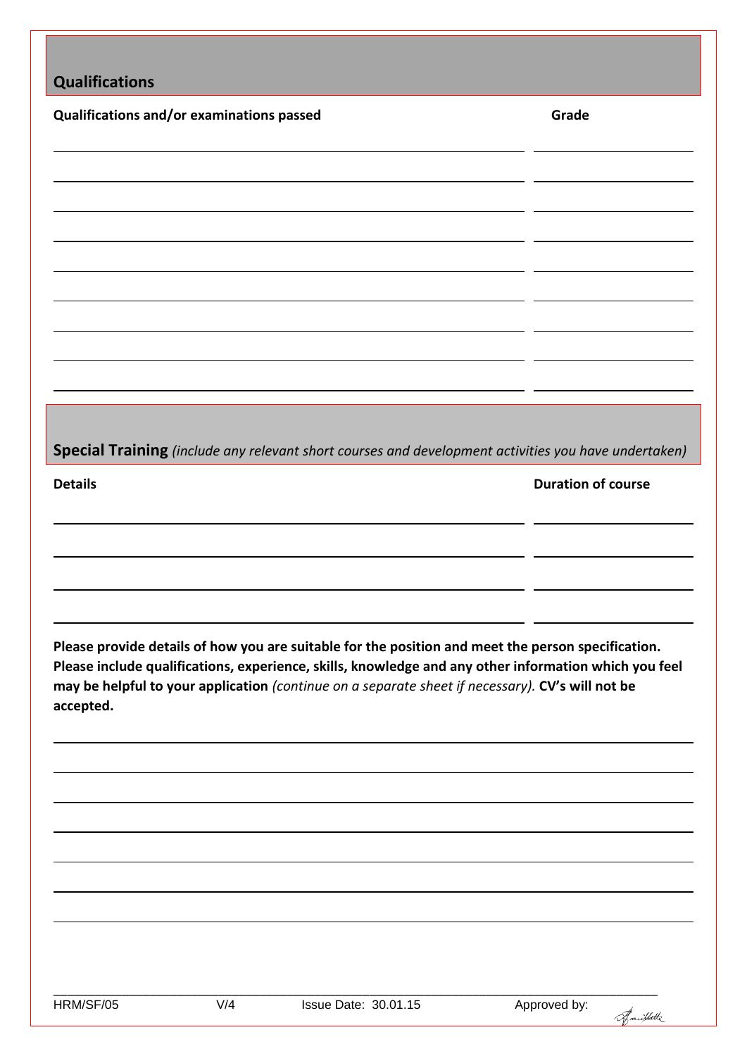## Qualifications

| Qualifications and/or examinations passed | Grade |
|---|---|
| | |
| | |
| | |
| | |
| | |
| | |
| | |
| | |
| | |

## Special Training *(include any relevant short courses and development activities you have undertaken)*

| Details | Duration of course |
|---|---|
| | |
| | |
| | |
| | |

**Please provide details of how you are suitable for the position and meet the person specification. Please include qualifications, experience, skills, knowledge and any other information which you feel may be helpful to your application** *(continue on a separate sheet if necessary).* **CV's will not be accepted.**

HRM/SF/05 V/4 Issue Date: 30.01.15 Approved by: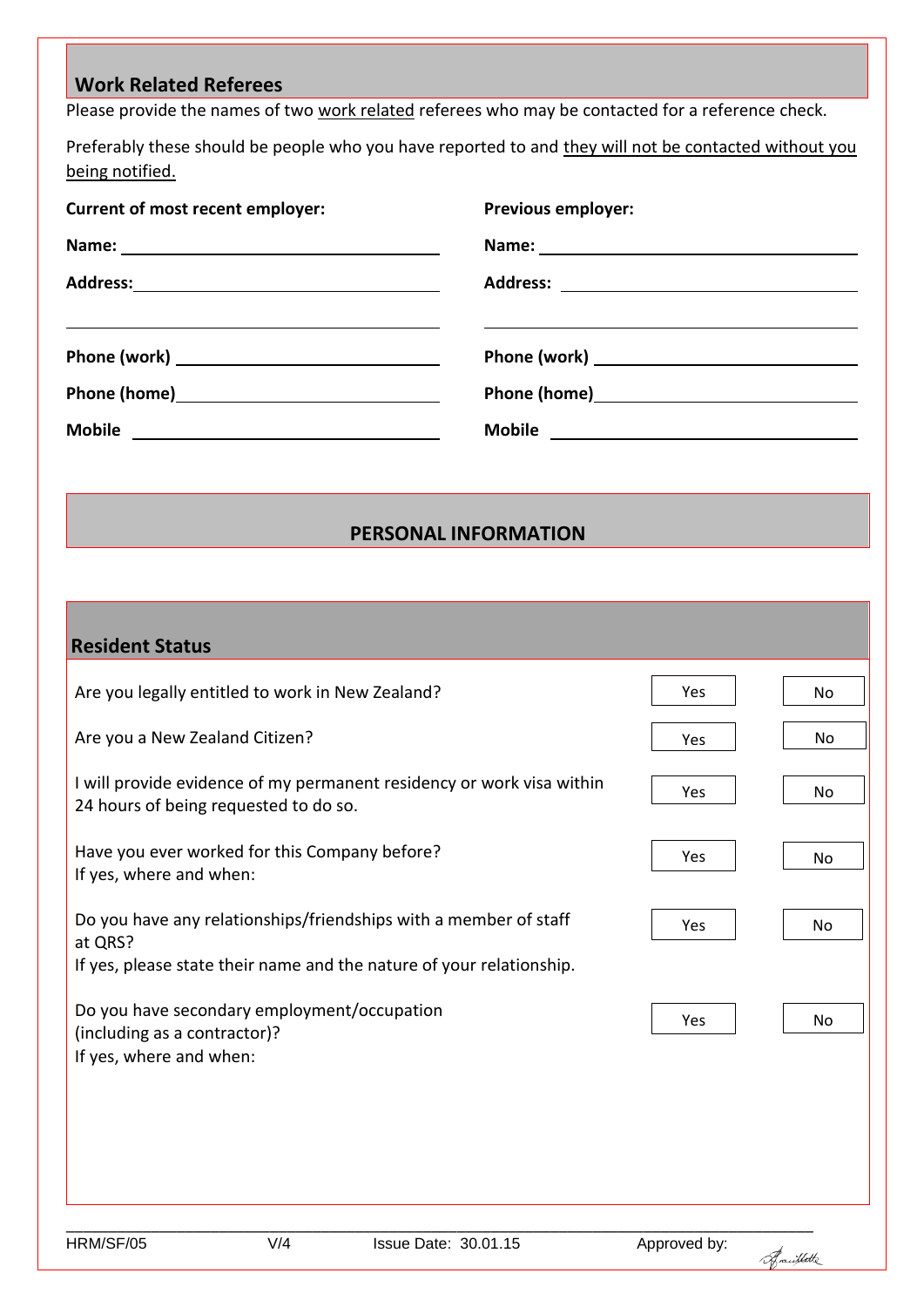## Work Related Referees

Please provide the names of two work related referees who may be contacted for a reference check.

Preferably these should be people who you have reported to and they will not be contacted without you being notified.

| **Current of most recent employer:** | **Previous employer:** |
|---|---|
| **Name:** | **Name:** |
| **Address:** | **Address:** |
| | |
| **Phone (work)** | **Phone (work)** |
| **Phone (home)** | **Phone (home)** |
| **Mobile** | **Mobile** |

## PERSONAL INFORMATION

### Resident Status

| | | |
|---|---|---|
| Are you legally entitled to work in New Zealand? | Yes | No |
| Are you a New Zealand Citizen? | Yes | No |
| I will provide evidence of my permanent residency or work visa within 24 hours of being requested to do so. | Yes | No |
| Have you ever worked for this Company before?<br>If yes, where and when: | Yes | No |
| Do you have any relationships/friendships with a member of staff at QRS?<br>If yes, please state their name and the nature of your relationship. | Yes | No |
| Do you have secondary employment/occupation (including as a contractor)?<br>If yes, where and when: | Yes | No |

HRM/SF/05 V/4 Issue Date: 30.01.15 Approved by: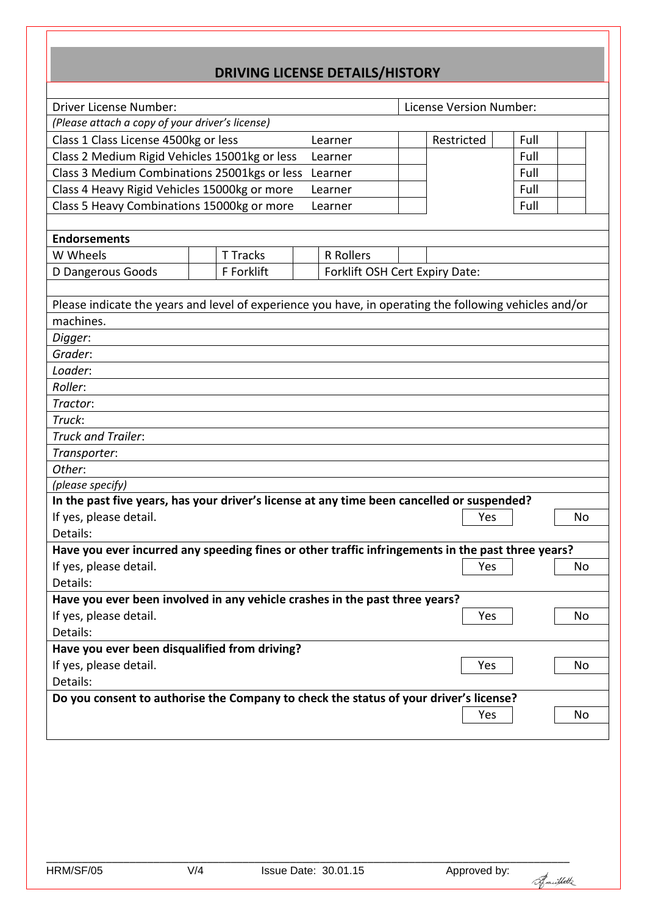## DRIVING LICENSE DETAILS/HISTORY

| Driver License Number: | | | License Version Number: | | | |
|---|---|---|---|---|---|---|
| *(Please attach a copy of your driver's license)* | | | | | | |
| Class 1 Class License 4500kg or less | Learner | | Restricted | | Full | |
| Class 2 Medium Rigid Vehicles 15001kg or less | Learner | | | | Full | |
| Class 3 Medium Combinations 25001kgs or less | Learner | | | | Full | |
| Class 4 Heavy Rigid Vehicles 15000kg or more | Learner | | | | Full | |
| Class 5 Heavy Combinations 15000kg or more | Learner | | | | Full | |

**Endorsements**

| W Wheels | | T Tracks | | R Rollers | |
|---|---|---|---|---|---|
| D Dangerous Goods | | F Forklift | | Forklift OSH Cert Expiry Date: | |

Please indicate the years and level of experience you have, in operating the following vehicles and/or machines.

*Digger*:

*Grader*:

*Loader*:

*Roller*:

*Tractor*:

*Truck*:

*Truck and Trailer*:

*Transporter*:

*Other*:

*(please specify)*

**In the past five years, has your driver's license at any time been cancelled or suspended?**

If yes, please detail. Yes ☐ No ☐

Details:

**Have you ever incurred any speeding fines or other traffic infringements in the past three years?**

If yes, please detail. Yes ☐ No ☐

Details:

**Have you ever been involved in any vehicle crashes in the past three years?**

If yes, please detail. Yes ☐ No ☐

Details:

**Have you ever been disqualified from driving?**

If yes, please detail. Yes ☐ No ☐

Details:

**Do you consent to authorise the Company to check the status of your driver's license?**

Yes ☐ No ☐

HRM/SF/05 V/4 Issue Date: 30.01.15 Approved by: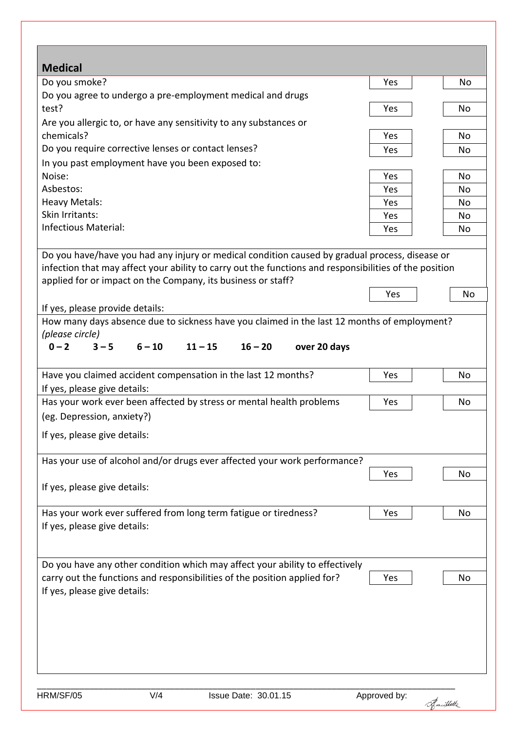## Medical

| | | |
|---|---|---|
| Do you smoke? | Yes | No |
| Do you agree to undergo a pre-employment medical and drugs test? | Yes | No |
| Are you allergic to, or have any sensitivity to any substances or chemicals? | Yes | No |
| Do you require corrective lenses or contact lenses? | Yes | No |
| In you past employment have you been exposed to: | | |
| Noise: | Yes | No |
| Asbestos: | Yes | No |
| Heavy Metals: | Yes | No |
| Skin Irritants: | Yes | No |
| Infectious Material: | Yes | No |

Do you have/have you had any injury or medical condition caused by gradual process, disease or infection that may affect your ability to carry out the functions and responsibilities of the position applied for or impact on the Company, its business or staff?

Yes | No

If yes, please provide details:

How many days absence due to sickness have you claimed in the last 12 months of employment? *(please circle)*

**0 – 2  3 – 5  6 – 10  11 – 15  16 – 20  over 20 days**

| | | |
|---|---|---|
| Have you claimed accident compensation in the last 12 months? | Yes | No |

If yes, please give details:

| | | |
|---|---|---|
| Has your work ever been affected by stress or mental health problems (eg. Depression, anxiety?) | Yes | No |

If yes, please give details:

| | | |
|---|---|---|
| Has your use of alcohol and/or drugs ever affected your work performance? | Yes | No |

If yes, please give details:

| | | |
|---|---|---|
| Has your work ever suffered from long term fatigue or tiredness? | Yes | No |

If yes, please give details:

| | | |
|---|---|---|
| Do you have any other condition which may affect your ability to effectively carry out the functions and responsibilities of the position applied for? | Yes | No |

If yes, please give details:

HRM/SF/05  V/4  Issue Date: 30.01.15  Approved by: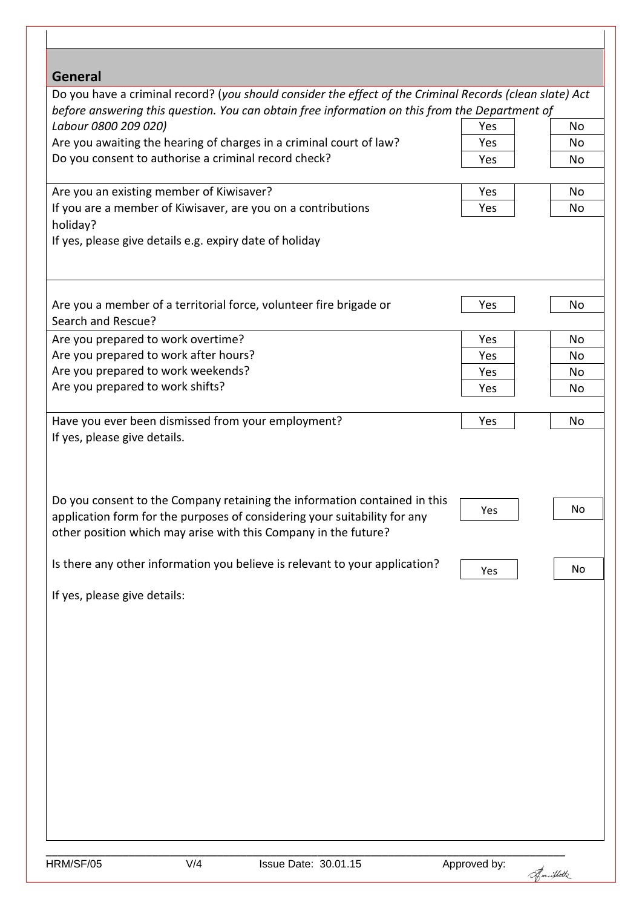## General

| Question | | |
|---|---|---|
| Do you have a criminal record? (*you should consider the effect of the Criminal Records (clean slate) Act before answering this question. You can obtain free information on this from the Department of Labour 0800 209 020)* | Yes | No |
| Are you awaiting the hearing of charges in a criminal court of law? | Yes | No |
| Do you consent to authorise a criminal record check? | Yes | No |
| Are you an existing member of Kiwisaver? | Yes | No |
| If you are a member of Kiwisaver, are you on a contributions holiday? | Yes | No |
| If yes, please give details e.g. expiry date of holiday | | |
| Are you a member of a territorial force, volunteer fire brigade or Search and Rescue? | Yes | No |
| Are you prepared to work overtime? | Yes | No |
| Are you prepared to work after hours? | Yes | No |
| Are you prepared to work weekends? | Yes | No |
| Are you prepared to work shifts? | Yes | No |
| Have you ever been dismissed from your employment? | Yes | No |
| If yes, please give details. | | |
| Do you consent to the Company retaining the information contained in this application form for the purposes of considering your suitability for any other position which may arise with this Company in the future? | Yes | No |
| Is there any other information you believe is relevant to your application? | Yes | No |
| If yes, please give details: | | |

HRM/SF/05 V/4 Issue Date: 30.01.15 Approved by: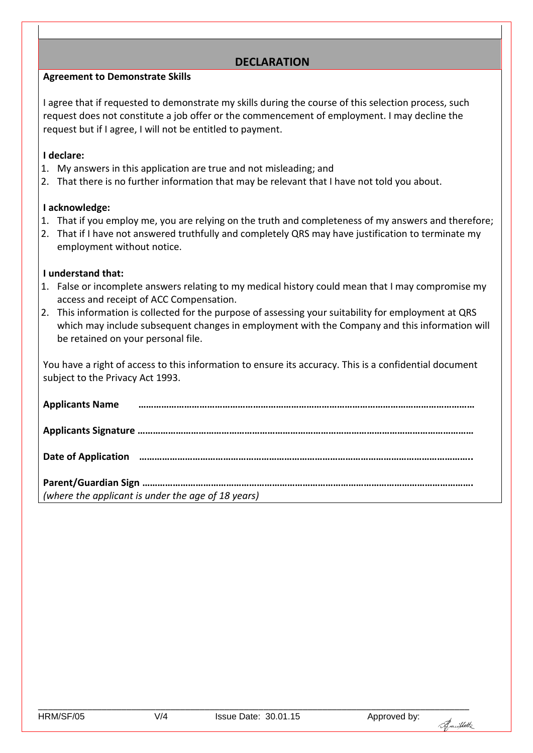## DECLARATION

**Agreement to Demonstrate Skills**

I agree that if requested to demonstrate my skills during the course of this selection process, such request does not constitute a job offer or the commencement of employment. I may decline the request but if I agree, I will not be entitled to payment.

**I declare:**

1. My answers in this application are true and not misleading; and
2. That there is no further information that may be relevant that I have not told you about.

**I acknowledge:**

1. That if you employ me, you are relying on the truth and completeness of my answers and therefore;
2. That if I have not answered truthfully and completely QRS may have justification to terminate my employment without notice.

**I understand that:**

1. False or incomplete answers relating to my medical history could mean that I may compromise my access and receipt of ACC Compensation.
2. This information is collected for the purpose of assessing your suitability for employment at QRS which may include subsequent changes in employment with the Company and this information will be retained on your personal file.

You have a right of access to this information to ensure its accuracy. This is a confidential document subject to the Privacy Act 1993.

**Applicants Name** ……………………………………………………………………………………………………………………

**Applicants Signature** ……………………………………………………………………………………………………………

**Date of Application** …………………………………………………………………………………………………………..

**Parent/Guardian Sign** ………………………………………………………………………………………………………….
*(where the applicant is under the age of 18 years)*

HRM/SF/05 V/4 Issue Date: 30.01.15 Approved by: